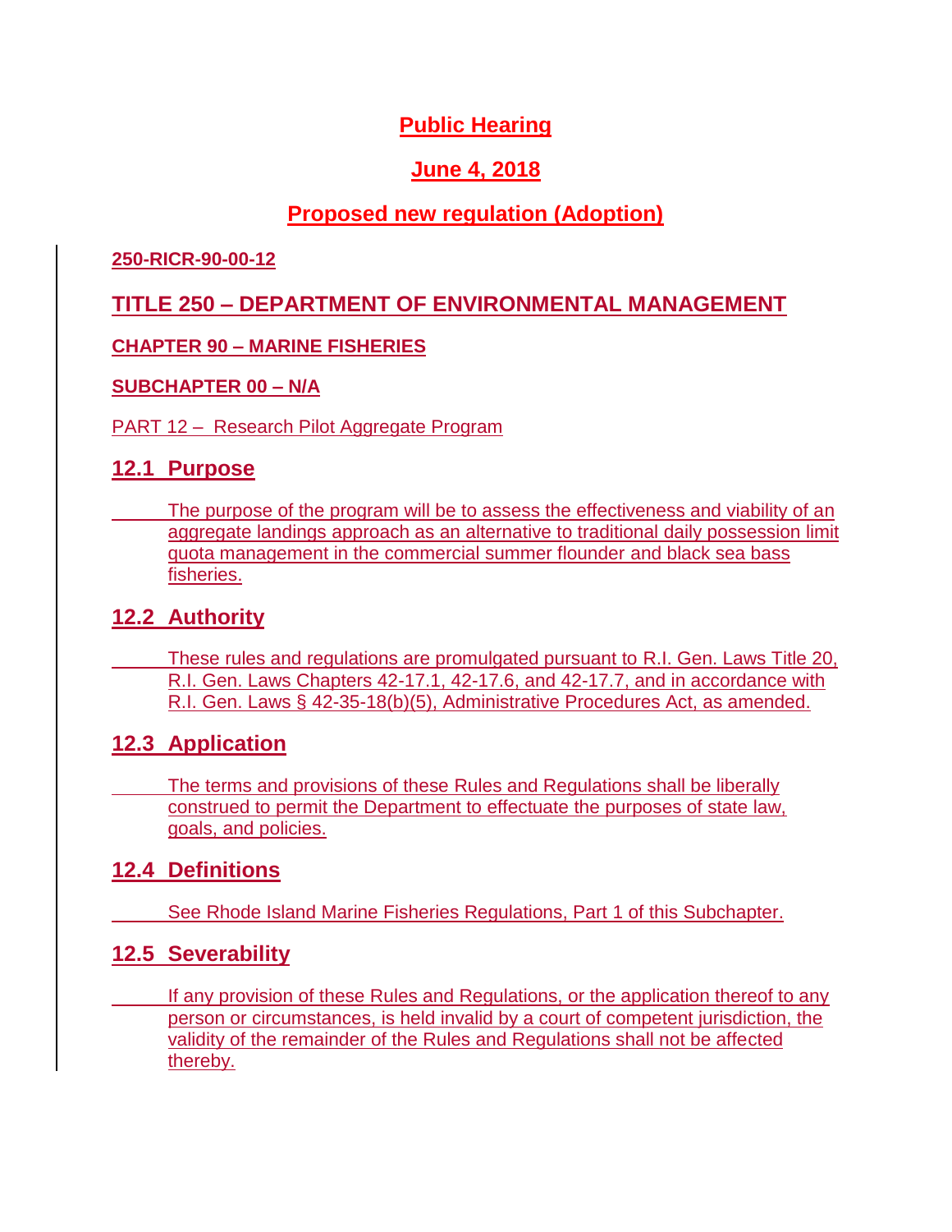# Public Hearing

## June 4, 2018

## Proposed new regulation (Adoption)

**250-RICR-90-00-12**

## TITLE 250 – DEPARTMENT OF ENVIRONMENTAL MANAGEMENT

**CHAPTER 90 – MARINE FISHERIES**

**SUBCHAPTER 00 – N/A**

PART 12 – Research Pilot Aggregate Program

## 12.1 Purpose

The purpose of the program will be to assess the effectiveness and viability of an aggregate landings approach as an alternative to traditional daily possession limit quota management in the commercial summer flounder and black sea bass fisheries.

## 12.2 Authority

These rules and regulations are promulgated pursuant to R.I. Gen. Laws Title 20, R.I. Gen. Laws Chapters 42-17.1, 42-17.6, and 42-17.7, and in accordance with R.I. Gen. Laws § 42-35-18(b)(5), Administrative Procedures Act, as amended.

## 12.3 Application

The terms and provisions of these Rules and Regulations shall be liberally construed to permit the Department to effectuate the purposes of state law, goals, and policies.

## 12.4 Definitions

See Rhode Island Marine Fisheries Regulations, Part 1 of this Subchapter.

## 12.5 Severability

If any provision of these Rules and Regulations, or the application thereof to any person or circumstances, is held invalid by a court of competent jurisdiction, the validity of the remainder of the Rules and Regulations shall not be affected thereby.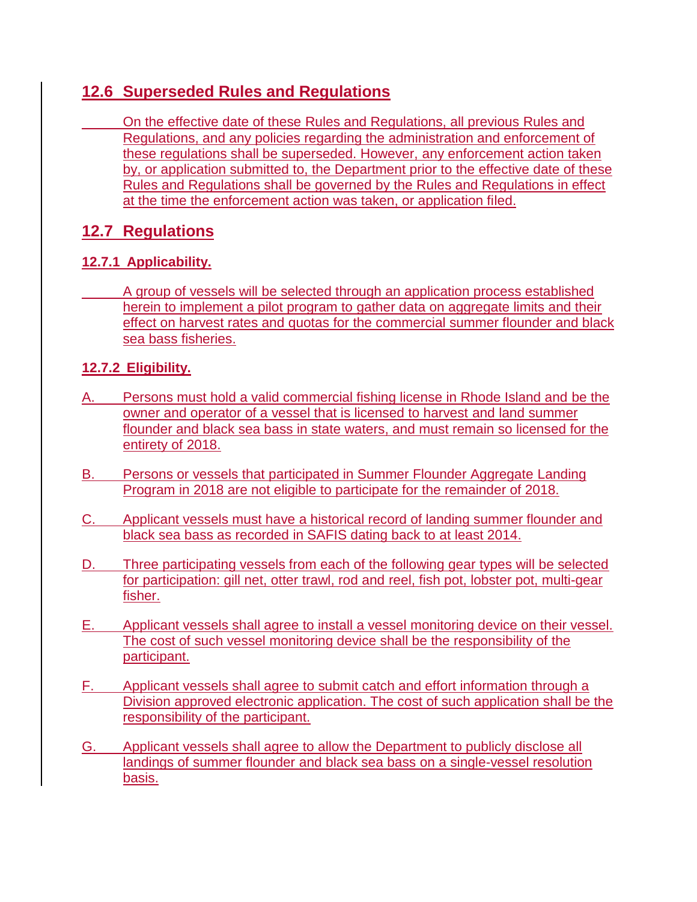## 12.6 Superseded Rules and Regulations

On the effective date of these Rules and Regulations, all previous Rules and Regulations, and any policies regarding the administration and enforcement of these regulations shall be superseded. However, any enforcement action taken by, or application submitted to, the Department prior to the effective date of these Rules and Regulations shall be governed by the Rules and Regulations in effect at the time the enforcement action was taken, or application filed.

## 12.7 Regulations

### 12.7.1 Applicability.

A group of vessels will be selected through an application process established herein to implement a pilot program to gather data on aggregate limits and their effect on harvest rates and quotas for the commercial summer flounder and black sea bass fisheries.

### 12.7.2 Eligibility.

A. Persons must hold a valid commercial fishing license in Rhode Island and be the owner and operator of a vessel that is licensed to harvest and land summer flounder and black sea bass in state waters, and must remain so licensed for the entirety of 2018.

B. Persons or vessels that participated in Summer Flounder Aggregate Landing Program in 2018 are not eligible to participate for the remainder of 2018.

C. Applicant vessels must have a historical record of landing summer flounder and black sea bass as recorded in SAFIS dating back to at least 2014.

D. Three participating vessels from each of the following gear types will be selected for participation: gill net, otter trawl, rod and reel, fish pot, lobster pot, multi-gear fisher.

E. Applicant vessels shall agree to install a vessel monitoring device on their vessel. The cost of such vessel monitoring device shall be the responsibility of the participant.

F. Applicant vessels shall agree to submit catch and effort information through a Division approved electronic application. The cost of such application shall be the responsibility of the participant.

G. Applicant vessels shall agree to allow the Department to publicly disclose all landings of summer flounder and black sea bass on a single-vessel resolution basis.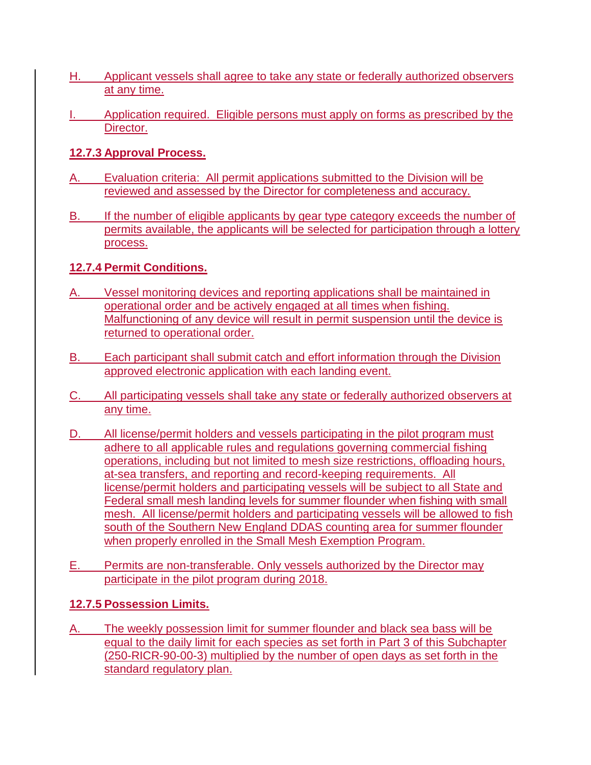H. Applicant vessels shall agree to take any state or federally authorized observers at any time.

I. Application required. Eligible persons must apply on forms as prescribed by the Director.

**12.7.3 Approval Process.**

A. Evaluation criteria: All permit applications submitted to the Division will be reviewed and assessed by the Director for completeness and accuracy.

B. If the number of eligible applicants by gear type category exceeds the number of permits available, the applicants will be selected for participation through a lottery process.

**12.7.4 Permit Conditions.**

A. Vessel monitoring devices and reporting applications shall be maintained in operational order and be actively engaged at all times when fishing. Malfunctioning of any device will result in permit suspension until the device is returned to operational order.

B. Each participant shall submit catch and effort information through the Division approved electronic application with each landing event.

C. All participating vessels shall take any state or federally authorized observers at any time.

D. All license/permit holders and vessels participating in the pilot program must adhere to all applicable rules and regulations governing commercial fishing operations, including but not limited to mesh size restrictions, offloading hours, at-sea transfers, and reporting and record-keeping requirements. All license/permit holders and participating vessels will be subject to all State and Federal small mesh landing levels for summer flounder when fishing with small mesh. All license/permit holders and participating vessels will be allowed to fish south of the Southern New England DDAS counting area for summer flounder when properly enrolled in the Small Mesh Exemption Program.

E. Permits are non-transferable. Only vessels authorized by the Director may participate in the pilot program during 2018.

**12.7.5 Possession Limits.**

A. The weekly possession limit for summer flounder and black sea bass will be equal to the daily limit for each species as set forth in Part 3 of this Subchapter (250-RICR-90-00-3) multiplied by the number of open days as set forth in the standard regulatory plan.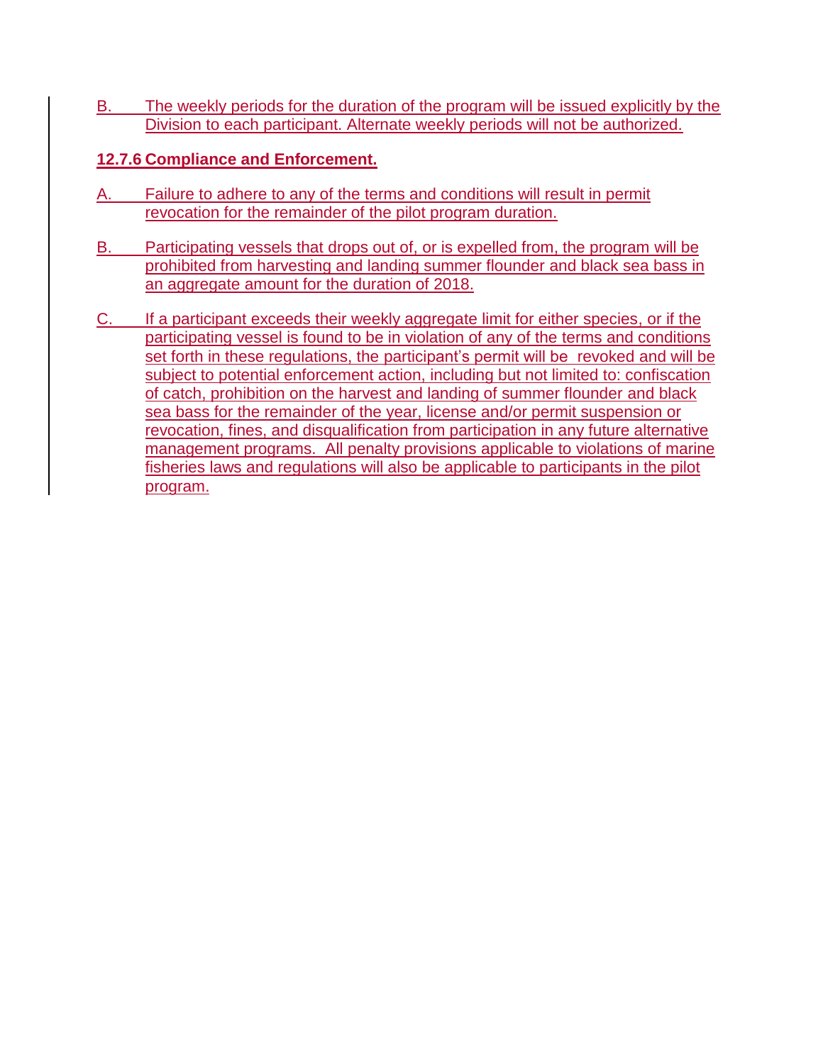B. The weekly periods for the duration of the program will be issued explicitly by the Division to each participant. Alternate weekly periods will not be authorized.

**12.7.6 Compliance and Enforcement.**

A. Failure to adhere to any of the terms and conditions will result in permit revocation for the remainder of the pilot program duration.

B. Participating vessels that drops out of, or is expelled from, the program will be prohibited from harvesting and landing summer flounder and black sea bass in an aggregate amount for the duration of 2018.

C. If a participant exceeds their weekly aggregate limit for either species, or if the participating vessel is found to be in violation of any of the terms and conditions set forth in these regulations, the participant's permit will be revoked and will be subject to potential enforcement action, including but not limited to: confiscation of catch, prohibition on the harvest and landing of summer flounder and black sea bass for the remainder of the year, license and/or permit suspension or revocation, fines, and disqualification from participation in any future alternative management programs. All penalty provisions applicable to violations of marine fisheries laws and regulations will also be applicable to participants in the pilot program.